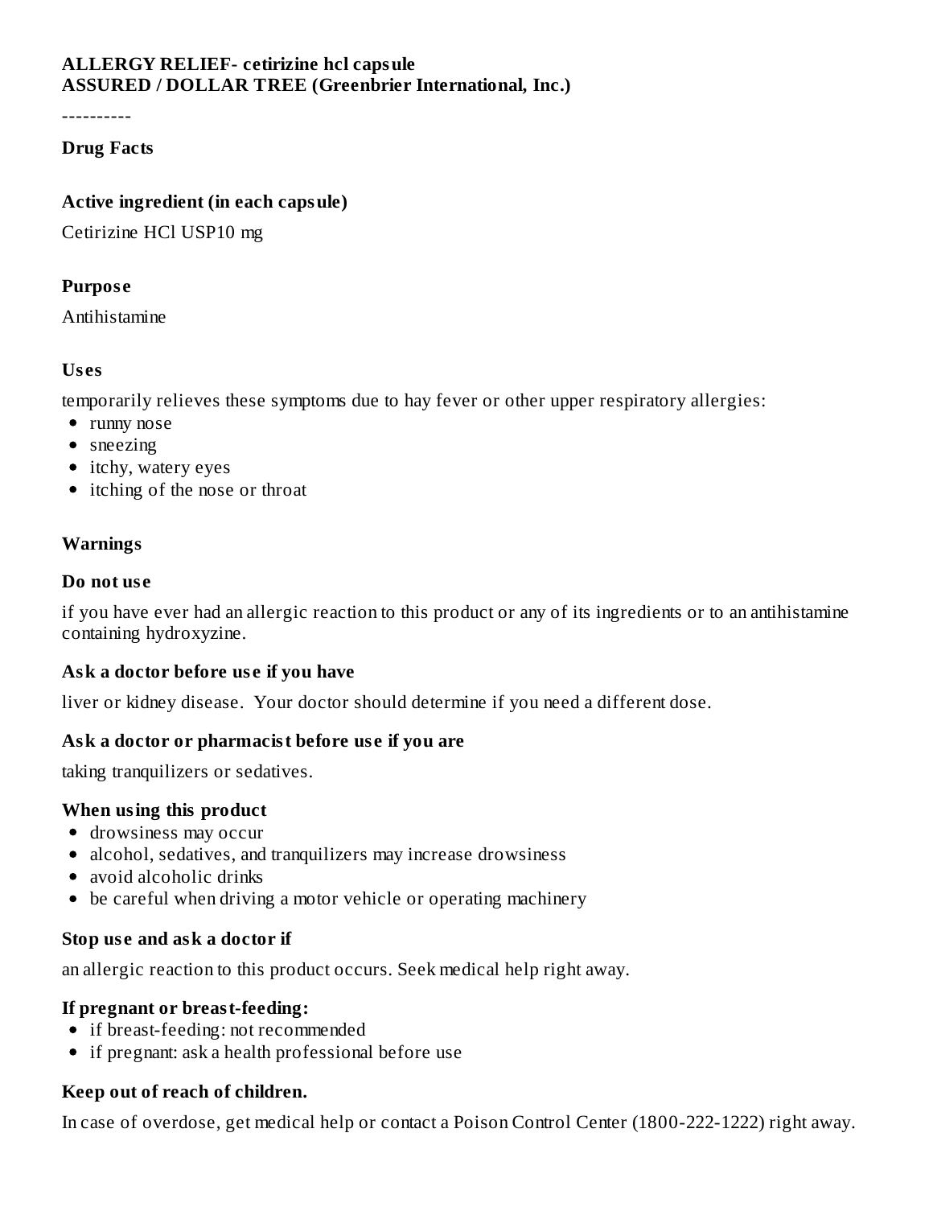**ALLERGY RELIEF- cetirizine hcl capsule**
**ASSURED / DOLLAR TREE (Greenbrier International, Inc.)**

----------

## Drug Facts

### Active ingredient (in each capsule)

Cetirizine HCl USP10 mg

### Purpose

Antihistamine

### Uses

temporarily relieves these symptoms due to hay fever or other upper respiratory allergies:

- runny nose
- sneezing
- itchy, watery eyes
- itching of the nose or throat

### Warnings

#### Do not use

if you have ever had an allergic reaction to this product or any of its ingredients or to an antihistamine containing hydroxyzine.

#### Ask a doctor before use if you have

liver or kidney disease. Your doctor should determine if you need a different dose.

#### Ask a doctor or pharmacist before use if you are

taking tranquilizers or sedatives.

#### When using this product

- drowsiness may occur
- alcohol, sedatives, and tranquilizers may increase drowsiness
- avoid alcoholic drinks
- be careful when driving a motor vehicle or operating machinery

#### Stop use and ask a doctor if

an allergic reaction to this product occurs. Seek medical help right away.

#### If pregnant or breast-feeding:

- if breast-feeding: not recommended
- if pregnant: ask a health professional before use

#### Keep out of reach of children.

In case of overdose, get medical help or contact a Poison Control Center (1800-222-1222) right away.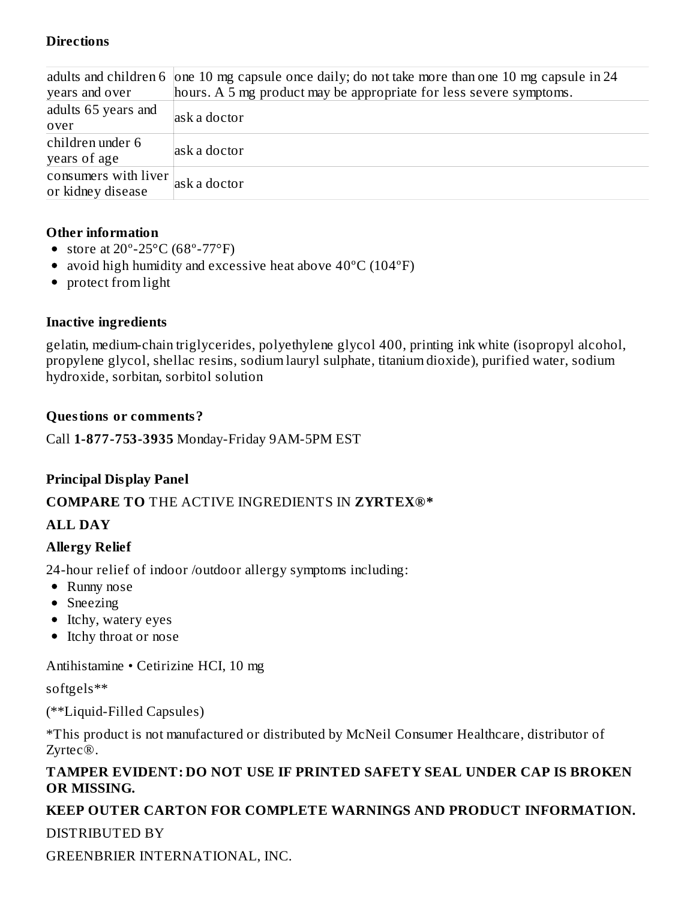### Directions

| | |
|---|---|
| adults and children 6 years and over | one 10 mg capsule once daily; do not take more than one 10 mg capsule in 24 hours. A 5 mg product may be appropriate for less severe symptoms. |
| adults 65 years and over | ask a doctor |
| children under 6 years of age | ask a doctor |
| consumers with liver or kidney disease | ask a doctor |

### Other information

- store at 20º-25°C (68º-77°F)
- avoid high humidity and excessive heat above 40ºC (104ºF)
- protect from light

### Inactive ingredients

gelatin, medium-chain triglycerides, polyethylene glycol 400, printing ink white (isopropyl alcohol, propylene glycol, shellac resins, sodium lauryl sulphate, titanium dioxide), purified water, sodium hydroxide, sorbitan, sorbitol solution

### Questions or comments?

Call **1-877-753-3935** Monday-Friday 9AM-5PM EST

### Principal Display Panel

**COMPARE TO** THE ACTIVE INGREDIENTS IN **ZYRTEX®***

**ALL DAY**

**Allergy Relief**

24-hour relief of indoor /outdoor allergy symptoms including:

- Runny nose
- Sneezing
- Itchy, watery eyes
- Itchy throat or nose

Antihistamine • Cetirizine HCI, 10 mg

softgels**

(**Liquid-Filled Capsules)

*This product is not manufactured or distributed by McNeil Consumer Healthcare, distributor of Zyrtec®.

**TAMPER EVIDENT: DO NOT USE IF PRINTED SAFETY SEAL UNDER CAP IS BROKEN OR MISSING.**

**KEEP OUTER CARTON FOR COMPLETE WARNINGS AND PRODUCT INFORMATION.**

DISTRIBUTED BY

GREENBRIER INTERNATIONAL, INC.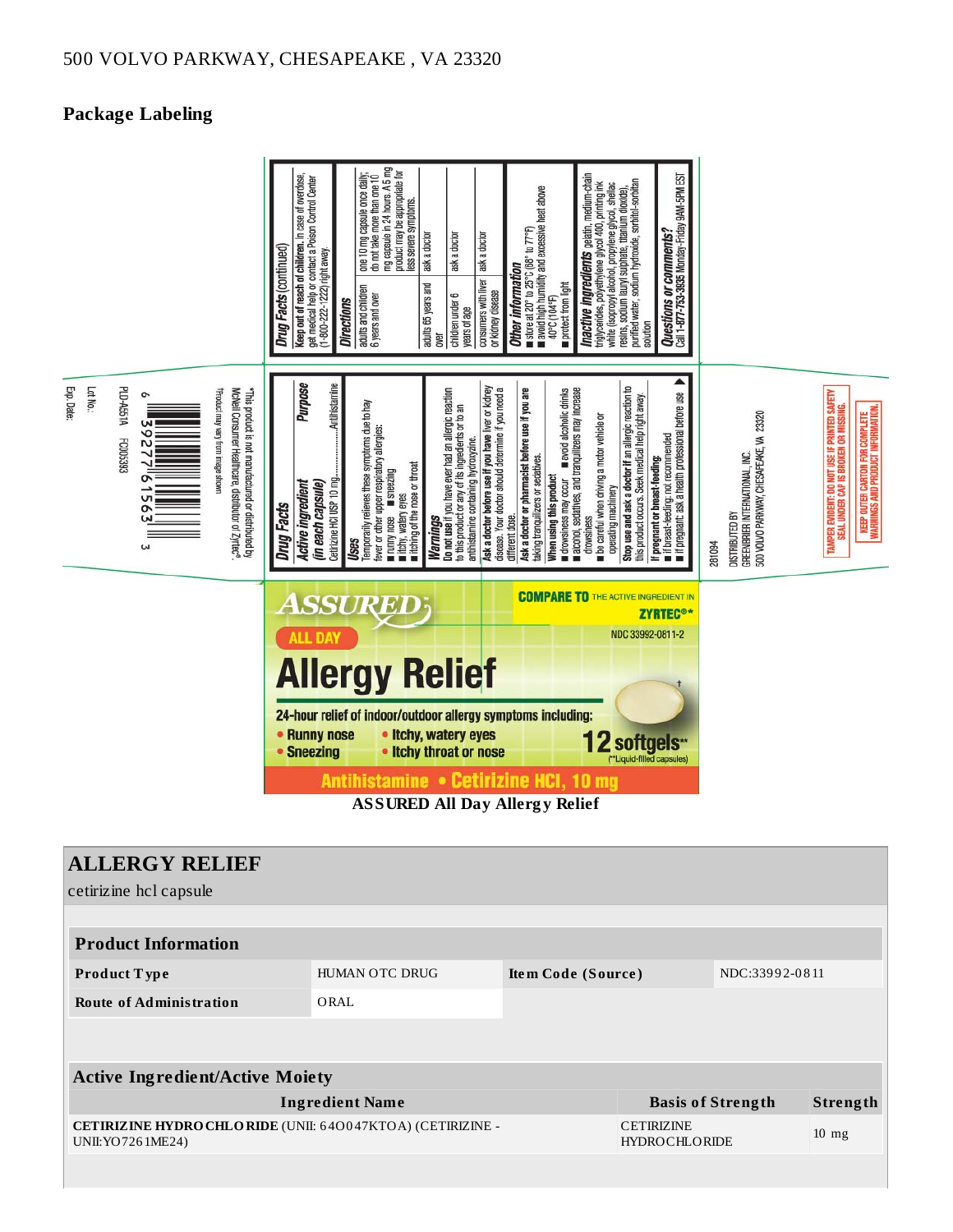500 VOLVO PARKWAY, CHESAPEAKE , VA 23320

## Package Labeling

**Drug Facts**

**Active ingredient (in each capsule)** — **Purpose**

Cetirizine HCl USP 10 mg....................Antihistamine

**Uses**

Temporarily relieves these symptoms due to hay fever or other upper respiratory allergies:
- runny nose
- sneezing
- itchy, watery eyes
- itching of the nose or throat

**Warnings**

**Do not use** if you have ever had an allergic reaction to this product or any of its ingredients or to an antihistamine containing hydroxyzine.

**Ask a doctor before use if you have** liver or kidney disease. Your doctor should determine if you need a different dose.

**Ask a doctor or pharmacist before use if you are** taking tranquilizers or sedatives.

**When using this product**
- drowsiness may occur
- avoid alcoholic drinks
- alcohol, sedatives, and tranquilizers may increase drowsiness
- be careful when driving a motor vehicle or operating machinery

**Stop use and ask a doctor if** an allergic reaction to this product occurs. Seek medical help right away.

**If pregnant or breast-feeding:**
- if breast-feeding: not recommended
- if pregnant: ask a health professional before use

**Drug Facts (continued)**

**Keep out of reach of children.** In case of overdose, get medical help or contact a Poison Control Center (1-800-222-1222) right away.

**Directions**

| | |
|---|---|
| adults and children 6 years and over | one 10 mg capsule once daily; do not take more than one 10 mg capsule in 24 hours. A 5 mg product may be appropriate for less severe symptoms. |
| adults 65 years and over | ask a doctor |
| children under 6 years of age | ask a doctor |
| consumers with liver or kidney disease | ask a doctor |

**Other information**
- store at 20° to 25°C (68° to 77°F)
- avoid high humidity and excessive heat above 40°C (104°F)
- protect from light

**Inactive ingredients** gelatin, medium-chain triglycerides, polyethylene glycol 400, printing ink white (isopropyl alcohol, propylene glycol, shellac resins, sodium lauryl sulphate, titanium dioxide), purified water, sodium hydroxide, sorbitol-sorbitan solution

**Questions or comments?** Call 1-877-753-3935 Monday-Friday 9AM-5PM EST

281094

DISTRIBUTED BY
GREENBRIER INTERNATIONAL, INC.
500 VOLVO PARKWAY, CHESAPEAKE, VA 23320

TAMPER EVIDENT: DO NOT USE IF PRINTED SAFETY SEAL UNDER CAP IS BROKEN OR MISSING.

KEEP OUTER CARTON FOR COMPLETE WARNINGS AND PRODUCT INFORMATION.

*This product is not manufactured or distributed by McNeil Consumer Healthcare, distributor of Zyrtec®.

†Product may vary from image shown

6 39277 61563 3

PLD-A551A FC005393

Lot No.:

Exp. Date:

ASSURED

ALL DAY

**Allergy Relief**

COMPARE TO THE ACTIVE INGREDIENT IN ZYRTEC®*

NDC 33992-0811-2

24-hour relief of indoor/outdoor allergy symptoms including:
- Runny nose
- Sneezing
- Itchy, watery eyes
- Itchy throat or nose

12 softgels** (**Liquid-filled capsules)

Antihistamine • Cetirizine HCl, 10 mg

**ASSURED All Day Allergy Relief**

## ALLERGY RELIEF

cetirizine hcl capsule

| Product Information | | | |
|---|---|---|---|
| **Product Type** | HUMAN OTC DRUG | **Item Code (Source)** | NDC:33992-0811 |
| **Route of Administration** | ORAL | | |

| Active Ingredient/Active Moiety | | |
|---|---|---|
| **Ingredient Name** | **Basis of Strength** | **Strength** |
| **CETIRIZINE HYDROCHLORIDE** (UNII: 64O047KTOA) (CETIRIZINE - UNII:YO7261ME24) | CETIRIZINE HYDROCHLORIDE | 10 mg |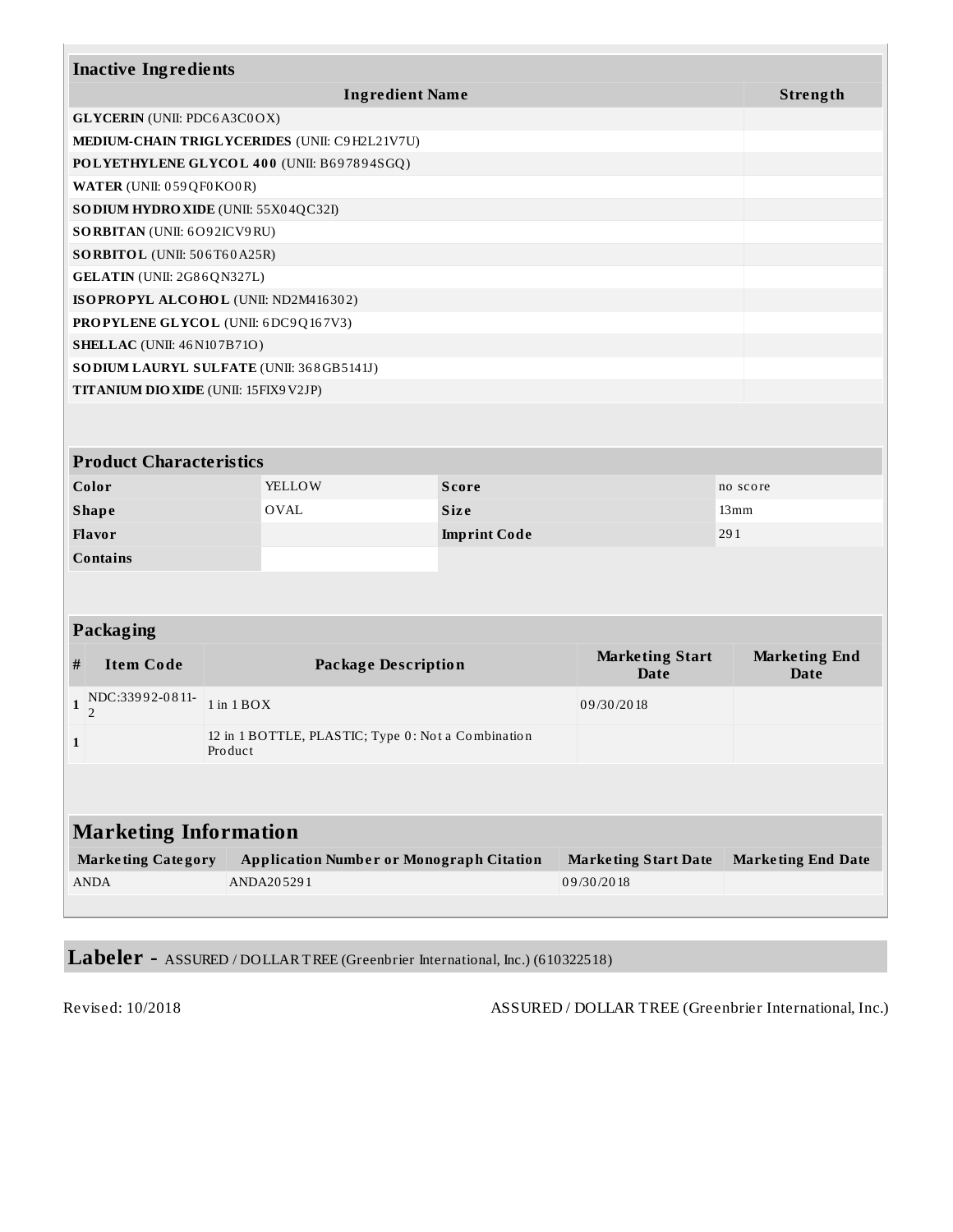| Inactive Ingredients | |
|---|---|
| **Ingredient Name** | **Strength** |
| **GLYCERIN** (UNII: PDC6A3C0OX) | |
| **MEDIUM-CHAIN TRIGLYCERIDES** (UNII: C9H2L21V7U) | |
| **POLYETHYLENE GLYCOL 400** (UNII: B697894SGQ) | |
| **WATER** (UNII: 059QF0KO0R) | |
| **SODIUM HYDROXIDE** (UNII: 55X04QC32I) | |
| **SORBITAN** (UNII: 6O92ICV9RU) | |
| **SORBITOL** (UNII: 506T60A25R) | |
| **GELATIN** (UNII: 2G86QN327L) | |
| **ISOPROPYL ALCOHOL** (UNII: ND2M416302) | |
| **PROPYLENE GLYCOL** (UNII: 6DC9Q167V3) | |
| **SHELLAC** (UNII: 46N107B71O) | |
| **SODIUM LAURYL SULFATE** (UNII: 368GB5141J) | |
| **TITANIUM DIOXIDE** (UNII: 15FIX9V2JP) | |

| Product Characteristics | | | |
|---|---|---|---|
| **Color** | YELLOW | **Score** | no score |
| **Shape** | OVAL | **Size** | 13mm |
| **Flavor** | | **Imprint Code** | 291 |
| **Contains** | | | |

| Packaging | | | | |
|---|---|---|---|---|
| **#** | **Item Code** | **Package Description** | **Marketing Start Date** | **Marketing End Date** |
| **1** | NDC:33992-0811-2 | 1 in 1 BOX | 09/30/2018 | |
| **1** | | 12 in 1 BOTTLE, PLASTIC; Type 0: Not a Combination Product | | |

| Marketing Information | | | |
|---|---|---|---|
| **Marketing Category** | **Application Number or Monograph Citation** | **Marketing Start Date** | **Marketing End Date** |
| ANDA | ANDA205291 | 09/30/2018 | |

## Labeler - ASSURED / DOLLAR TREE (Greenbrier International, Inc.) (610322518)

Revised: 10/2018

ASSURED / DOLLAR TREE (Greenbrier International, Inc.)